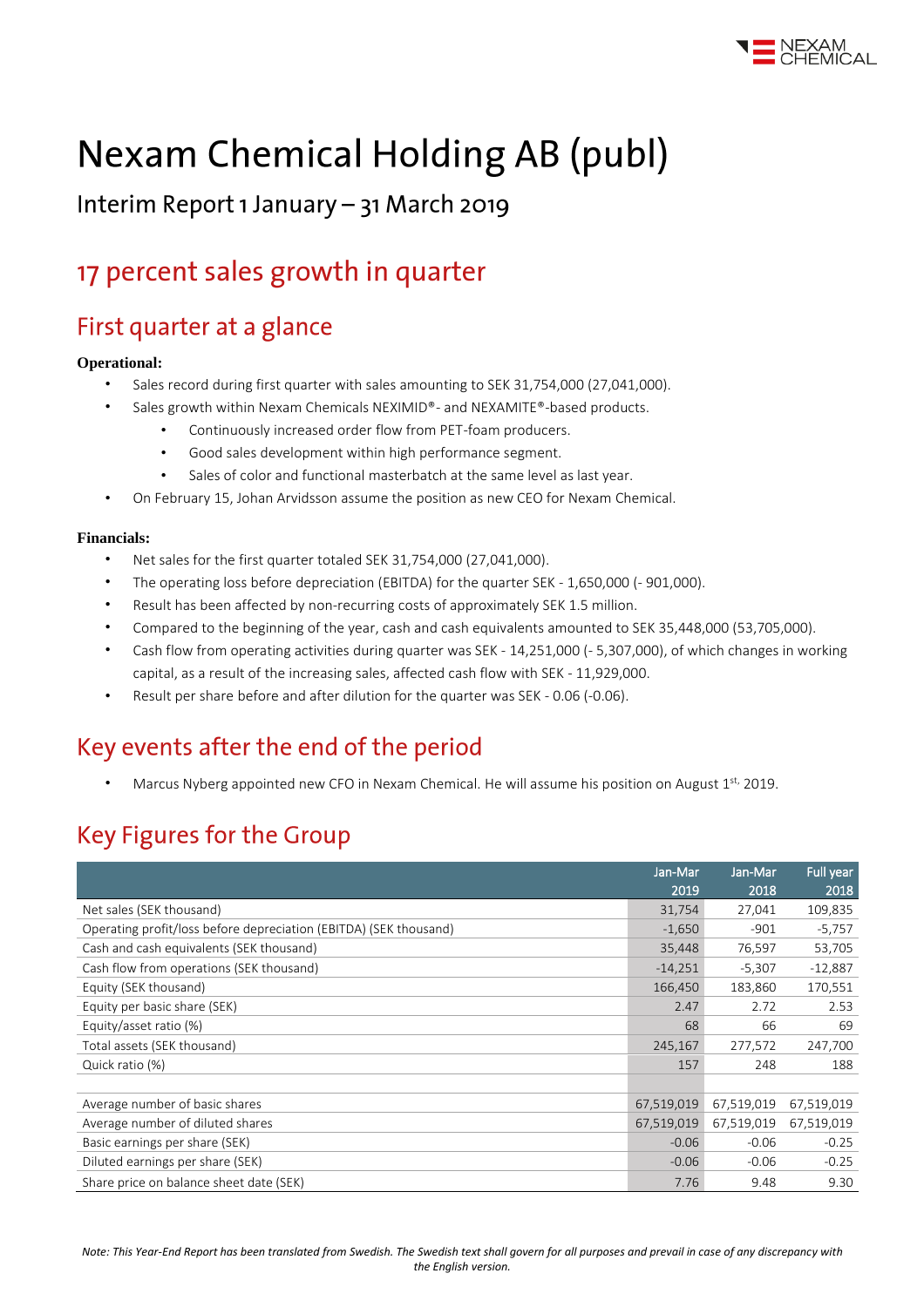# Nexam Chemical Holding AB (publ)

Interim Report 1 January – 31 March 2019

## 17 percent sales growth in quarter

## First quarter at a glance

**Operational:**

- Sales record during first quarter with sales amounting to SEK 31,754,000 (27,041,000).
- Sales growth within Nexam Chemicals NEXIMID®- and NEXAMITE®-based products.
  - Continuously increased order flow from PET-foam producers.
  - Good sales development within high performance segment.
  - Sales of color and functional masterbatch at the same level as last year.
- On February 15, Johan Arvidsson assume the position as new CEO for Nexam Chemical.

**Financials:**

- Net sales for the first quarter totaled SEK 31,754,000 (27,041,000).
- The operating loss before depreciation (EBITDA) for the quarter SEK - 1,650,000 (- 901,000).
- Result has been affected by non-recurring costs of approximately SEK 1.5 million.
- Compared to the beginning of the year, cash and cash equivalents amounted to SEK 35,448,000 (53,705,000).
- Cash flow from operating activities during quarter was SEK - 14,251,000 (- 5,307,000), of which changes in working capital, as a result of the increasing sales, affected cash flow with SEK - 11,929,000.
- Result per share before and after dilution for the quarter was SEK - 0.06 (-0.06).

## Key events after the end of the period

- Marcus Nyberg appointed new CFO in Nexam Chemical. He will assume his position on August 1st, 2019.

## Key Figures for the Group

| | Jan-Mar 2019 | Jan-Mar 2018 | Full year 2018 |
|---|---|---|---|
| Net sales (SEK thousand) | 31,754 | 27,041 | 109,835 |
| Operating profit/loss before depreciation (EBITDA) (SEK thousand) | -1,650 | -901 | -5,757 |
| Cash and cash equivalents (SEK thousand) | 35,448 | 76,597 | 53,705 |
| Cash flow from operations (SEK thousand) | -14,251 | -5,307 | -12,887 |
| Equity (SEK thousand) | 166,450 | 183,860 | 170,551 |
| Equity per basic share (SEK) | 2.47 | 2.72 | 2.53 |
| Equity/asset ratio (%) | 68 | 66 | 69 |
| Total assets (SEK thousand) | 245,167 | 277,572 | 247,700 |
| Quick ratio (%) | 157 | 248 | 188 |
| | | | |
| Average number of basic shares | 67,519,019 | 67,519,019 | 67,519,019 |
| Average number of diluted shares | 67,519,019 | 67,519,019 | 67,519,019 |
| Basic earnings per share (SEK) | -0.06 | -0.06 | -0.25 |
| Diluted earnings per share (SEK) | -0.06 | -0.06 | -0.25 |
| Share price on balance sheet date (SEK) | 7.76 | 9.48 | 9.30 |

*Note: This Year-End Report has been translated from Swedish. The Swedish text shall govern for all purposes and prevail in case of any discrepancy with the English version.*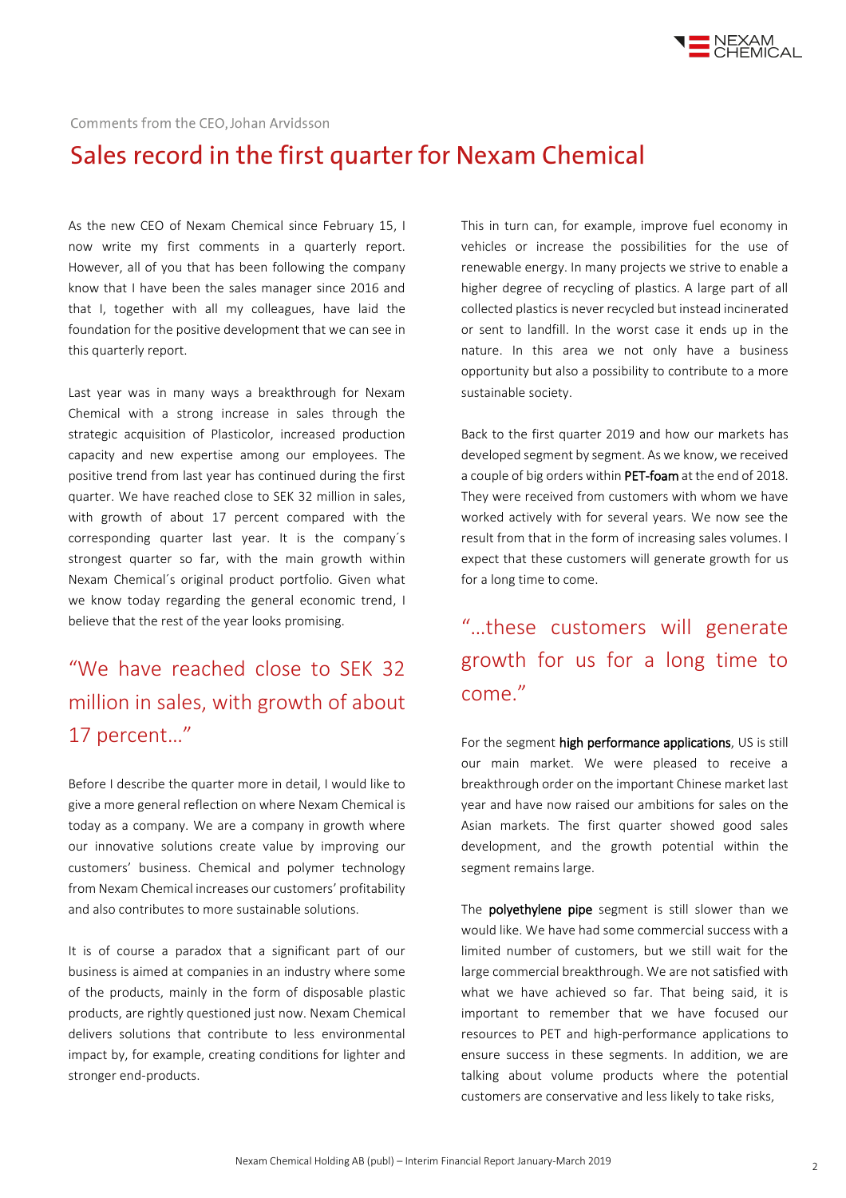Comments from the CEO, Johan Arvidsson

# Sales record in the first quarter for Nexam Chemical

As the new CEO of Nexam Chemical since February 15, I now write my first comments in a quarterly report. However, all of you that has been following the company know that I have been the sales manager since 2016 and that I, together with all my colleagues, have laid the foundation for the positive development that we can see in this quarterly report.

Last year was in many ways a breakthrough for Nexam Chemical with a strong increase in sales through the strategic acquisition of Plasticolor, increased production capacity and new expertise among our employees. The positive trend from last year has continued during the first quarter. We have reached close to SEK 32 million in sales, with growth of about 17 percent compared with the corresponding quarter last year. It is the company´s strongest quarter so far, with the main growth within Nexam Chemical´s original product portfolio. Given what we know today regarding the general economic trend, I believe that the rest of the year looks promising.

> "We have reached close to SEK 32 million in sales, with growth of about 17 percent…"

Before I describe the quarter more in detail, I would like to give a more general reflection on where Nexam Chemical is today as a company. We are a company in growth where our innovative solutions create value by improving our customers' business. Chemical and polymer technology from Nexam Chemical increases our customers' profitability and also contributes to more sustainable solutions.

It is of course a paradox that a significant part of our business is aimed at companies in an industry where some of the products, mainly in the form of disposable plastic products, are rightly questioned just now. Nexam Chemical delivers solutions that contribute to less environmental impact by, for example, creating conditions for lighter and stronger end-products.

This in turn can, for example, improve fuel economy in vehicles or increase the possibilities for the use of renewable energy. In many projects we strive to enable a higher degree of recycling of plastics. A large part of all collected plastics is never recycled but instead incinerated or sent to landfill. In the worst case it ends up in the nature. In this area we not only have a business opportunity but also a possibility to contribute to a more sustainable society.

Back to the first quarter 2019 and how our markets has developed segment by segment. As we know, we received a couple of big orders within **PET-foam** at the end of 2018. They were received from customers with whom we have worked actively with for several years. We now see the result from that in the form of increasing sales volumes. I expect that these customers will generate growth for us for a long time to come.

> "…these customers will generate growth for us for a long time to come."

For the segment **high performance applications**, US is still our main market. We were pleased to receive a breakthrough order on the important Chinese market last year and have now raised our ambitions for sales on the Asian markets. The first quarter showed good sales development, and the growth potential within the segment remains large.

The **polyethylene pipe** segment is still slower than we would like. We have had some commercial success with a limited number of customers, but we still wait for the large commercial breakthrough. We are not satisfied with what we have achieved so far. That being said, it is important to remember that we have focused our resources to PET and high-performance applications to ensure success in these segments. In addition, we are talking about volume products where the potential customers are conservative and less likely to take risks,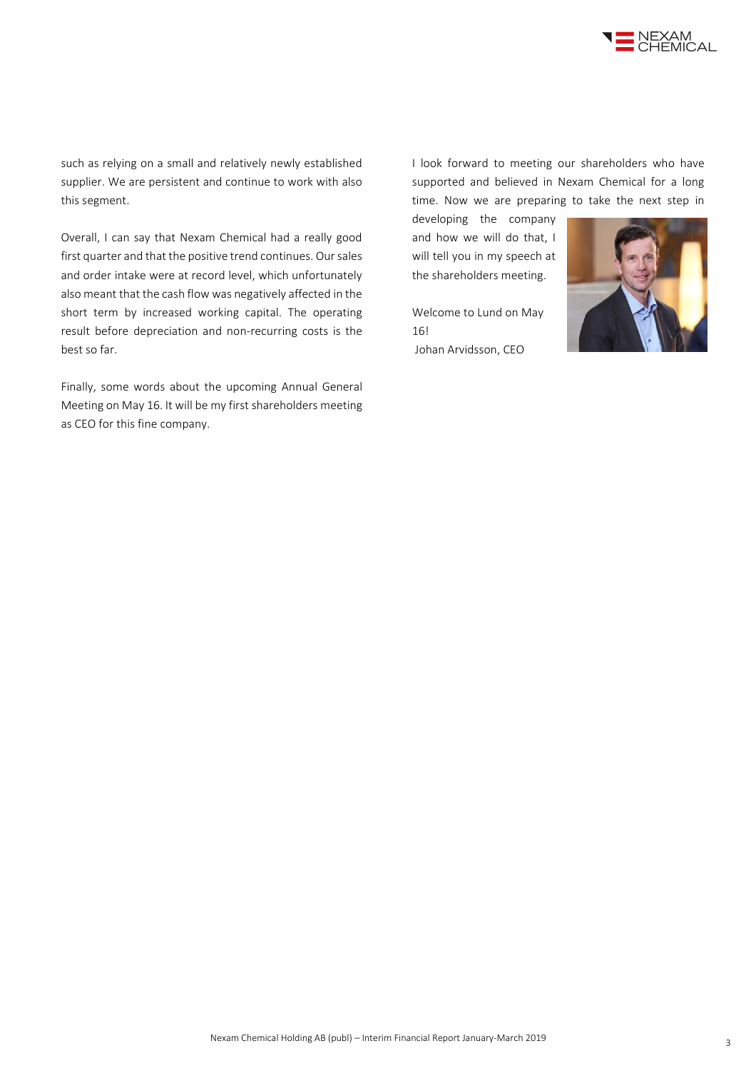such as relying on a small and relatively newly established supplier. We are persistent and continue to work with also this segment.

Overall, I can say that Nexam Chemical had a really good first quarter and that the positive trend continues. Our sales and order intake were at record level, which unfortunately also meant that the cash flow was negatively affected in the short term by increased working capital. The operating result before depreciation and non-recurring costs is the best so far.

Finally, some words about the upcoming Annual General Meeting on May 16. It will be my first shareholders meeting as CEO for this fine company.

I look forward to meeting our shareholders who have supported and believed in Nexam Chemical for a long time. Now we are preparing to take the next step in developing the company and how we will do that, I will tell you in my speech at the shareholders meeting.

Welcome to Lund on May 16!
Johan Arvidsson, CEO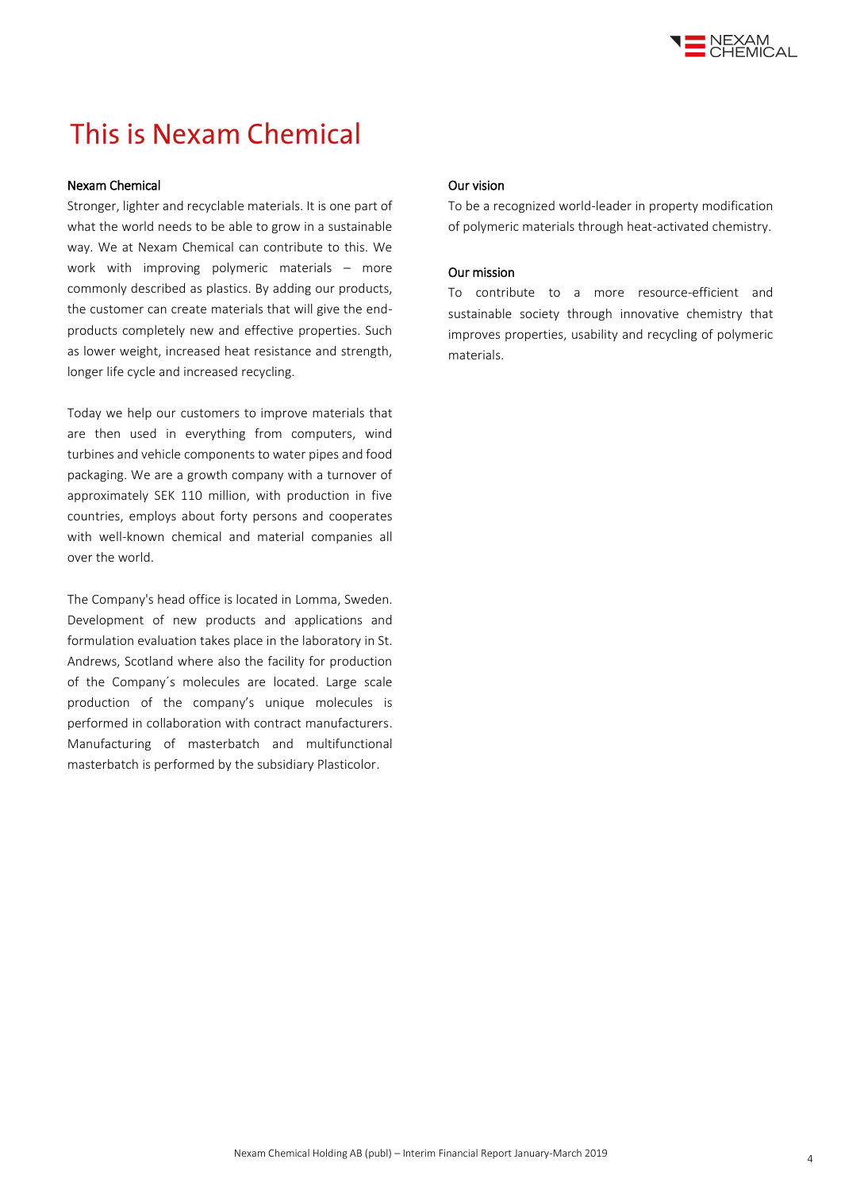# This is Nexam Chemical

### Nexam Chemical

Stronger, lighter and recyclable materials. It is one part of what the world needs to be able to grow in a sustainable way. We at Nexam Chemical can contribute to this. We work with improving polymeric materials – more commonly described as plastics. By adding our products, the customer can create materials that will give the end-products completely new and effective properties. Such as lower weight, increased heat resistance and strength, longer life cycle and increased recycling.

Today we help our customers to improve materials that are then used in everything from computers, wind turbines and vehicle components to water pipes and food packaging. We are a growth company with a turnover of approximately SEK 110 million, with production in five countries, employs about forty persons and cooperates with well-known chemical and material companies all over the world.

The Company's head office is located in Lomma, Sweden. Development of new products and applications and formulation evaluation takes place in the laboratory in St. Andrews, Scotland where also the facility for production of the Company´s molecules are located. Large scale production of the company's unique molecules is performed in collaboration with contract manufacturers. Manufacturing of masterbatch and multifunctional masterbatch is performed by the subsidiary Plasticolor.

### Our vision

To be a recognized world-leader in property modification of polymeric materials through heat-activated chemistry.

### Our mission

To contribute to a more resource-efficient and sustainable society through innovative chemistry that improves properties, usability and recycling of polymeric materials.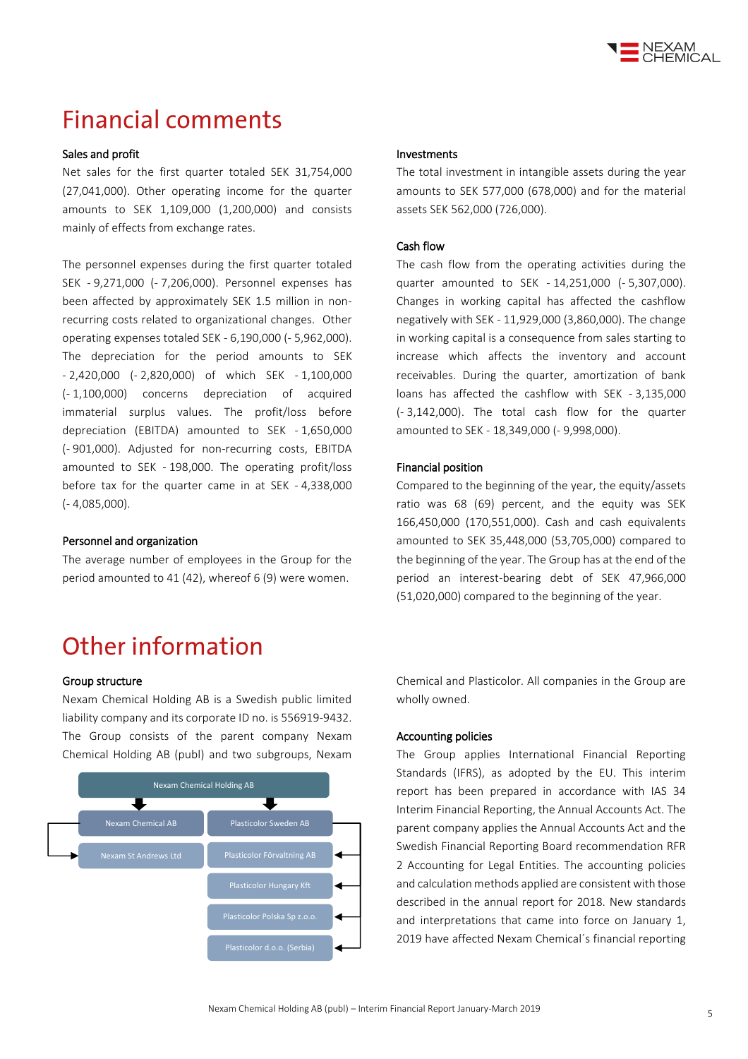# Financial comments

### Sales and profit

Net sales for the first quarter totaled SEK 31,754,000 (27,041,000). Other operating income for the quarter amounts to SEK 1,109,000 (1,200,000) and consists mainly of effects from exchange rates.

The personnel expenses during the first quarter totaled SEK - 9,271,000 (- 7,206,000). Personnel expenses has been affected by approximately SEK 1.5 million in non-recurring costs related to organizational changes. Other operating expenses totaled SEK - 6,190,000 (- 5,962,000). The depreciation for the period amounts to SEK - 2,420,000 (- 2,820,000) of which SEK - 1,100,000 (- 1,100,000) concerns depreciation of acquired immaterial surplus values. The profit/loss before depreciation (EBITDA) amounted to SEK - 1,650,000 (- 901,000). Adjusted for non-recurring costs, EBITDA amounted to SEK - 198,000. The operating profit/loss before tax for the quarter came in at SEK - 4,338,000 (- 4,085,000).

### Personnel and organization

The average number of employees in the Group for the period amounted to 41 (42), whereof 6 (9) were women.

### Investments

The total investment in intangible assets during the year amounts to SEK 577,000 (678,000) and for the material assets SEK 562,000 (726,000).

### Cash flow

The cash flow from the operating activities during the quarter amounted to SEK - 14,251,000 (- 5,307,000). Changes in working capital has affected the cashflow negatively with SEK - 11,929,000 (3,860,000). The change in working capital is a consequence from sales starting to increase which affects the inventory and account receivables. During the quarter, amortization of bank loans has affected the cashflow with SEK - 3,135,000 (- 3,142,000). The total cash flow for the quarter amounted to SEK - 18,349,000 (- 9,998,000).

### Financial position

Compared to the beginning of the year, the equity/assets ratio was 68 (69) percent, and the equity was SEK 166,450,000 (170,551,000). Cash and cash equivalents amounted to SEK 35,448,000 (53,705,000) compared to the beginning of the year. The Group has at the end of the period an interest-bearing debt of SEK 47,966,000 (51,020,000) compared to the beginning of the year.

# Other information

### Group structure

Nexam Chemical Holding AB is a Swedish public limited liability company and its corporate ID no. is 556919-9432. The Group consists of the parent company Nexam Chemical Holding AB (publ) and two subgroups, Nexam Chemical and Plasticolor. All companies in the Group are wholly owned.

- Nexam Chemical Holding AB
  - Nexam Chemical AB
    - Nexam St Andrews Ltd
  - Plasticolor Sweden AB
    - Plasticolor Förvaltning AB
    - Plasticolor Hungary Kft
    - Plasticolor Polska Sp z.o.o.
    - Plasticolor d.o.o. (Serbia)

### Accounting policies

The Group applies International Financial Reporting Standards (IFRS), as adopted by the EU. This interim report has been prepared in accordance with IAS 34 Interim Financial Reporting, the Annual Accounts Act. The parent company applies the Annual Accounts Act and the Swedish Financial Reporting Board recommendation RFR 2 Accounting for Legal Entities. The accounting policies and calculation methods applied are consistent with those described in the annual report for 2018. New standards and interpretations that came into force on January 1, 2019 have affected Nexam Chemical´s financial reporting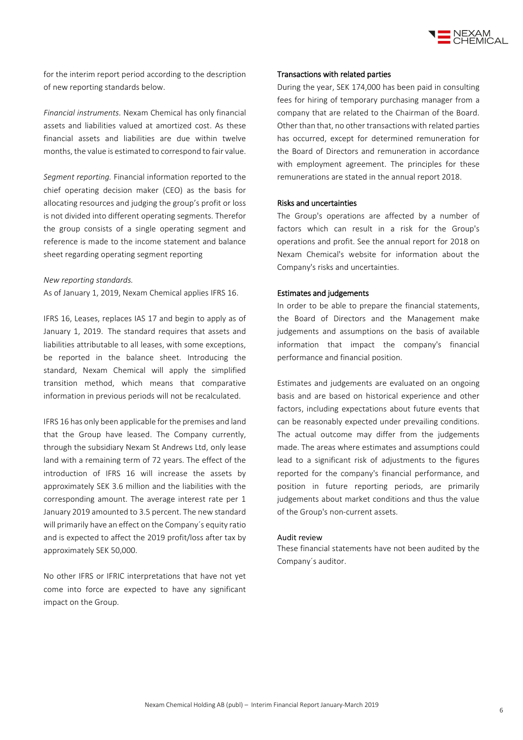for the interim report period according to the description of new reporting standards below.

*Financial instruments.* Nexam Chemical has only financial assets and liabilities valued at amortized cost. As these financial assets and liabilities are due within twelve months, the value is estimated to correspond to fair value.

*Segment reporting.* Financial information reported to the chief operating decision maker (CEO) as the basis for allocating resources and judging the group's profit or loss is not divided into different operating segments. Therefor the group consists of a single operating segment and reference is made to the income statement and balance sheet regarding operating segment reporting

*New reporting standards.*
As of January 1, 2019, Nexam Chemical applies IFRS 16.

IFRS 16, Leases, replaces IAS 17 and begin to apply as of January 1, 2019. The standard requires that assets and liabilities attributable to all leases, with some exceptions, be reported in the balance sheet. Introducing the standard, Nexam Chemical will apply the simplified transition method, which means that comparative information in previous periods will not be recalculated.

IFRS 16 has only been applicable for the premises and land that the Group have leased. The Company currently, through the subsidiary Nexam St Andrews Ltd, only lease land with a remaining term of 72 years. The effect of the introduction of IFRS 16 will increase the assets by approximately SEK 3.6 million and the liabilities with the corresponding amount. The average interest rate per 1 January 2019 amounted to 3.5 percent. The new standard will primarily have an effect on the Company´s equity ratio and is expected to affect the 2019 profit/loss after tax by approximately SEK 50,000.

No other IFRS or IFRIC interpretations that have not yet come into force are expected to have any significant impact on the Group.

### Transactions with related parties

During the year, SEK 174,000 has been paid in consulting fees for hiring of temporary purchasing manager from a company that are related to the Chairman of the Board. Other than that, no other transactions with related parties has occurred, except for determined remuneration for the Board of Directors and remuneration in accordance with employment agreement. The principles for these remunerations are stated in the annual report 2018.

### Risks and uncertainties

The Group's operations are affected by a number of factors which can result in a risk for the Group's operations and profit. See the annual report for 2018 on Nexam Chemical's website for information about the Company's risks and uncertainties.

### Estimates and judgements

In order to be able to prepare the financial statements, the Board of Directors and the Management make judgements and assumptions on the basis of available information that impact the company's financial performance and financial position.

Estimates and judgements are evaluated on an ongoing basis and are based on historical experience and other factors, including expectations about future events that can be reasonably expected under prevailing conditions. The actual outcome may differ from the judgements made. The areas where estimates and assumptions could lead to a significant risk of adjustments to the figures reported for the company's financial performance, and position in future reporting periods, are primarily judgements about market conditions and thus the value of the Group's non-current assets.

### Audit review

These financial statements have not been audited by the Company´s auditor.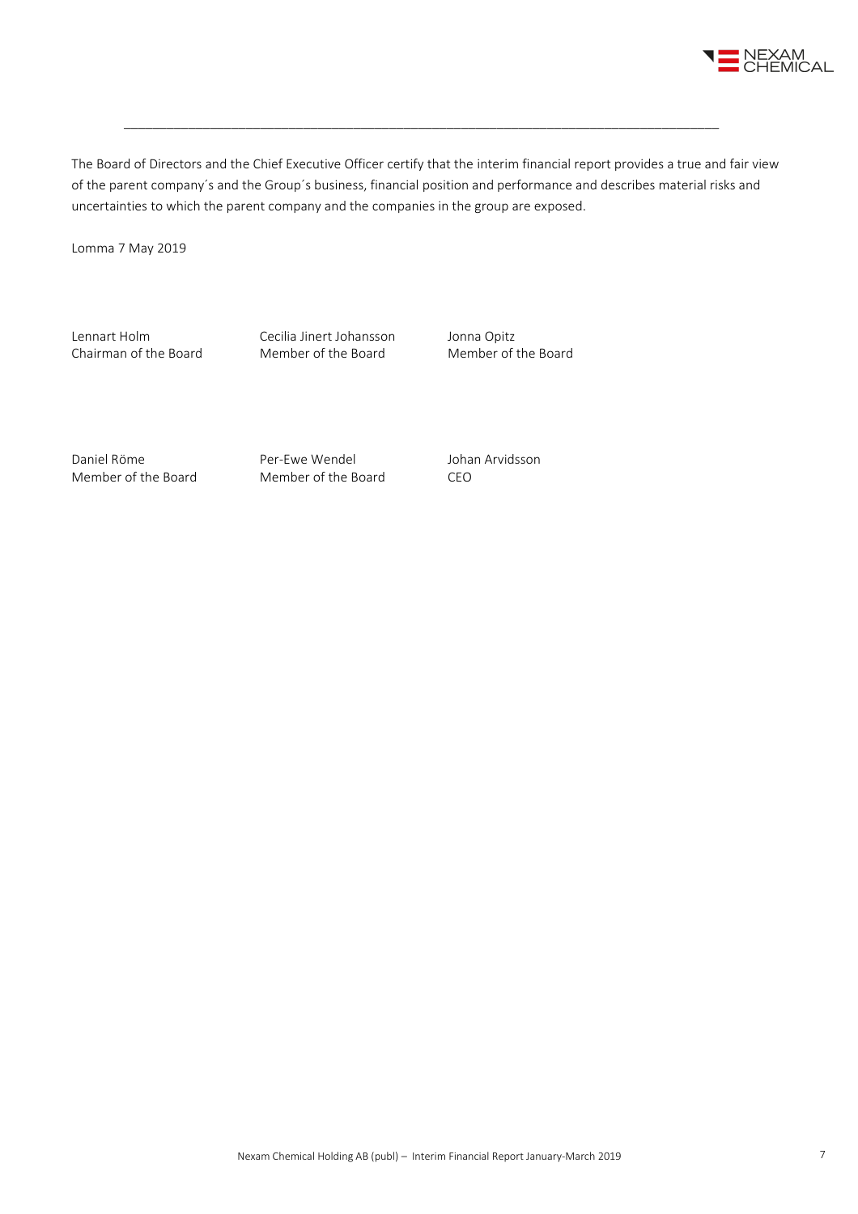The Board of Directors and the Chief Executive Officer certify that the interim financial report provides a true and fair view of the parent company´s and the Group´s business, financial position and performance and describes material risks and uncertainties to which the parent company and the companies in the group are exposed.

Lomma 7 May 2019

| | | |
|---|---|---|
| Lennart Holm<br>Chairman of the Board | Cecilia Jinert Johansson<br>Member of the Board | Jonna Opitz<br>Member of the Board |
| Daniel Röme<br>Member of the Board | Per-Ewe Wendel<br>Member of the Board | Johan Arvidsson<br>CEO |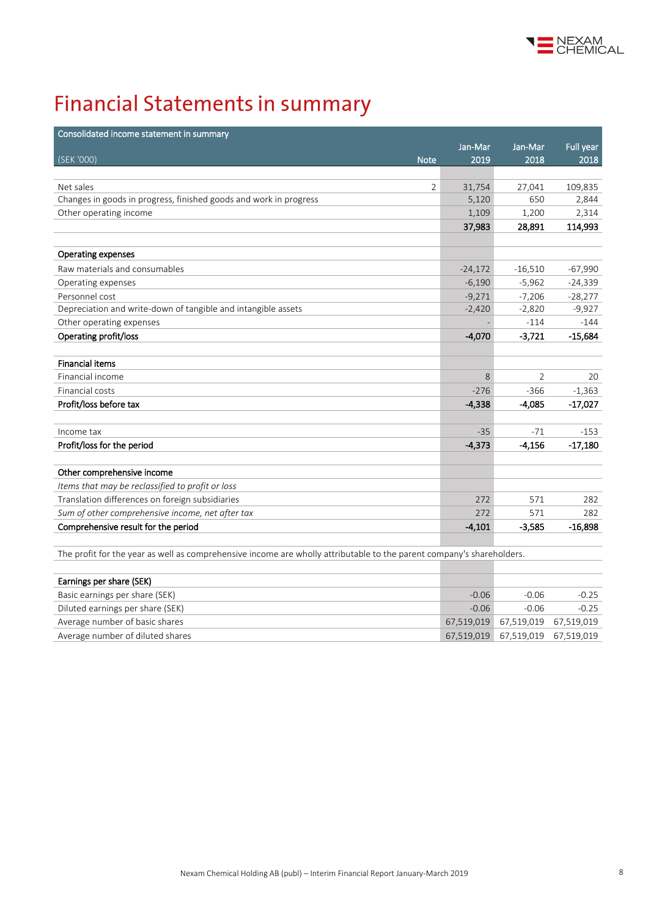# Financial Statements in summary

| Consolidated income statement in summary | | | | |
|---|---|---|---|---|
| (SEK '000) | Note | Jan-Mar 2019 | Jan-Mar 2018 | Full year 2018 |
| | | | | |
| Net sales | 2 | 31,754 | 27,041 | 109,835 |
| Changes in goods in progress, finished goods and work in progress | | 5,120 | 650 | 2,844 |
| Other operating income | | 1,109 | 1,200 | 2,314 |
| | | **37,983** | **28,891** | **114,993** |
| | | | | |
| **Operating expenses** | | | | |
| Raw materials and consumables | | -24,172 | -16,510 | -67,990 |
| Operating expenses | | -6,190 | -5,962 | -24,339 |
| Personnel cost | | -9,271 | -7,206 | -28,277 |
| Depreciation and write-down of tangible and intangible assets | | -2,420 | -2,820 | -9,927 |
| Other operating expenses | | - | -114 | -144 |
| **Operating profit/loss** | | **-4,070** | **-3,721** | **-15,684** |
| | | | | |
| **Financial items** | | | | |
| Financial income | | 8 | 2 | 20 |
| Financial costs | | -276 | -366 | -1,363 |
| **Profit/loss before tax** | | **-4,338** | **-4,085** | **-17,027** |
| | | | | |
| Income tax | | -35 | -71 | -153 |
| **Profit/loss for the period** | | **-4,373** | **-4,156** | **-17,180** |
| | | | | |
| **Other comprehensive income** | | | | |
| *Items that may be reclassified to profit or loss* | | | | |
| Translation differences on foreign subsidiaries | | 272 | 571 | 282 |
| *Sum of other comprehensive income, net after tax* | | 272 | 571 | 282 |
| **Comprehensive result for the period** | | **-4,101** | **-3,585** | **-16,898** |

The profit for the year as well as comprehensive income are wholly attributable to the parent company's shareholders.

| **Earnings per share (SEK)** | | | |
|---|---|---|---|
| Basic earnings per share (SEK) | -0.06 | -0.06 | -0.25 |
| Diluted earnings per share (SEK) | -0.06 | -0.06 | -0.25 |
| Average number of basic shares | 67,519,019 | 67,519,019 | 67,519,019 |
| Average number of diluted shares | 67,519,019 | 67,519,019 | 67,519,019 |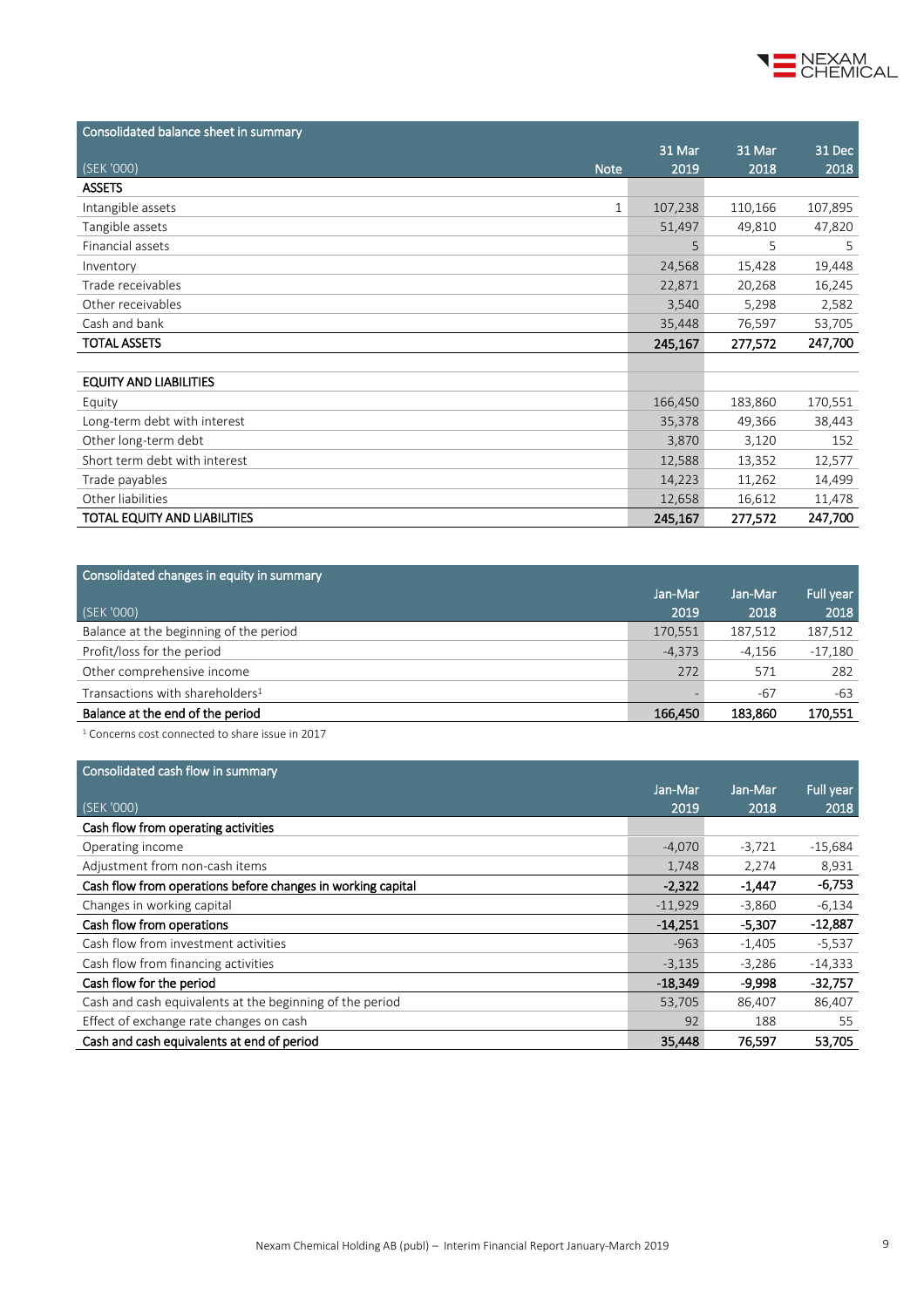## Consolidated balance sheet in summary

| (SEK '000) | Note | 31 Mar 2019 | 31 Mar 2018 | 31 Dec 2018 |
|---|---|---|---|---|
| **ASSETS** | | | | |
| Intangible assets | 1 | 107,238 | 110,166 | 107,895 |
| Tangible assets | | 51,497 | 49,810 | 47,820 |
| Financial assets | | 5 | 5 | 5 |
| Inventory | | 24,568 | 15,428 | 19,448 |
| Trade receivables | | 22,871 | 20,268 | 16,245 |
| Other receivables | | 3,540 | 5,298 | 2,582 |
| Cash and bank | | 35,448 | 76,597 | 53,705 |
| **TOTAL ASSETS** | | **245,167** | **277,572** | **247,700** |
| | | | | |
| **EQUITY AND LIABILITIES** | | | | |
| Equity | | 166,450 | 183,860 | 170,551 |
| Long-term debt with interest | | 35,378 | 49,366 | 38,443 |
| Other long-term debt | | 3,870 | 3,120 | 152 |
| Short term debt with interest | | 12,588 | 13,352 | 12,577 |
| Trade payables | | 14,223 | 11,262 | 14,499 |
| Other liabilities | | 12,658 | 16,612 | 11,478 |
| **TOTAL EQUITY AND LIABILITIES** | | **245,167** | **277,572** | **247,700** |

## Consolidated changes in equity in summary

| (SEK '000) | Jan-Mar 2019 | Jan-Mar 2018 | Full year 2018 |
|---|---|---|---|
| Balance at the beginning of the period | 170,551 | 187,512 | 187,512 |
| Profit/loss for the period | -4,373 | -4,156 | -17,180 |
| Other comprehensive income | 272 | 571 | 282 |
| Transactions with shareholders[1] | - | -67 | -63 |
| **Balance at the end of the period** | **166,450** | **183,860** | **170,551** |

[1] Concerns cost connected to share issue in 2017

## Consolidated cash flow in summary

| (SEK '000) | Jan-Mar 2019 | Jan-Mar 2018 | Full year 2018 |
|---|---|---|---|
| **Cash flow from operating activities** | | | |
| Operating income | -4,070 | -3,721 | -15,684 |
| Adjustment from non-cash items | 1,748 | 2,274 | 8,931 |
| **Cash flow from operations before changes in working capital** | **-2,322** | **-1,447** | **-6,753** |
| Changes in working capital | -11,929 | -3,860 | -6,134 |
| **Cash flow from operations** | **-14,251** | **-5,307** | **-12,887** |
| Cash flow from investment activities | -963 | -1,405 | -5,537 |
| Cash flow from financing activities | -3,135 | -3,286 | -14,333 |
| **Cash flow for the period** | **-18,349** | **-9,998** | **-32,757** |
| Cash and cash equivalents at the beginning of the period | 53,705 | 86,407 | 86,407 |
| Effect of exchange rate changes on cash | 92 | 188 | 55 |
| **Cash and cash equivalents at end of period** | **35,448** | **76,597** | **53,705** |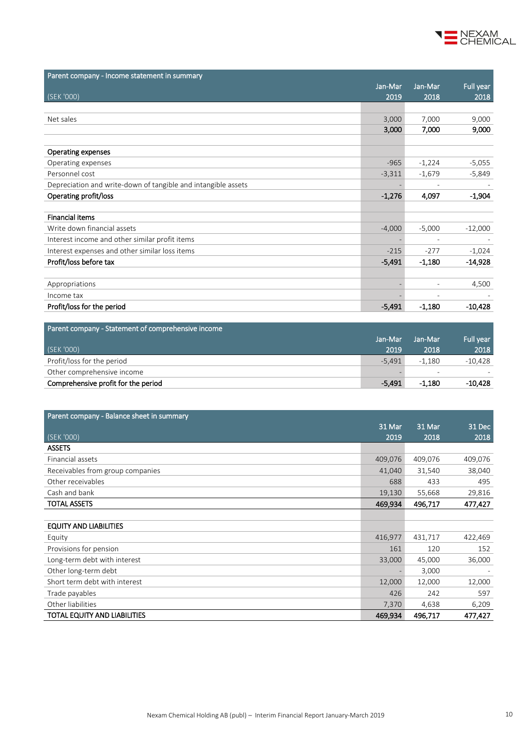| Parent company - Income statement in summary (SEK '000) | Jan-Mar 2019 | Jan-Mar 2018 | Full year 2018 |
|---|---|---|---|
| | | | |
| Net sales | 3,000 | 7,000 | 9,000 |
| | **3,000** | **7,000** | **9,000** |
| | | | |
| **Operating expenses** | | | |
| Operating expenses | -965 | -1,224 | -5,055 |
| Personnel cost | -3,311 | -1,679 | -5,849 |
| Depreciation and write-down of tangible and intangible assets | - | - | - |
| **Operating profit/loss** | **-1,276** | **4,097** | **-1,904** |
| | | | |
| **Financial items** | | | |
| Write down financial assets | -4,000 | -5,000 | -12,000 |
| Interest income and other similar profit items | - | - | - |
| Interest expenses and other similar loss items | -215 | -277 | -1,024 |
| **Profit/loss before tax** | **-5,491** | **-1,180** | **-14,928** |
| | | | |
| Appropriations | - | - | 4,500 |
| Income tax | - | - | - |
| **Profit/loss for the period** | **-5,491** | **-1,180** | **-10,428** |

| Parent company - Statement of comprehensive income (SEK '000) | Jan-Mar 2019 | Jan-Mar 2018 | Full year 2018 |
|---|---|---|---|
| Profit/loss for the period | -5,491 | -1,180 | -10,428 |
| Other comprehensive income | - | - | - |
| **Comprehensive profit for the period** | **-5,491** | **-1,180** | **-10,428** |

| Parent company - Balance sheet in summary (SEK '000) | 31 Mar 2019 | 31 Mar 2018 | 31 Dec 2018 |
|---|---|---|---|
| **ASSETS** | | | |
| Financial assets | 409,076 | 409,076 | 409,076 |
| Receivables from group companies | 41,040 | 31,540 | 38,040 |
| Other receivables | 688 | 433 | 495 |
| Cash and bank | 19,130 | 55,668 | 29,816 |
| **TOTAL ASSETS** | **469,934** | **496,717** | **477,427** |
| | | | |
| **EQUITY AND LIABILITIES** | | | |
| Equity | 416,977 | 431,717 | 422,469 |
| Provisions for pension | 161 | 120 | 152 |
| Long-term debt with interest | 33,000 | 45,000 | 36,000 |
| Other long-term debt | - | 3,000 | - |
| Short term debt with interest | 12,000 | 12,000 | 12,000 |
| Trade payables | 426 | 242 | 597 |
| Other liabilities | 7,370 | 4,638 | 6,209 |
| **TOTAL EQUITY AND LIABILITIES** | **469,934** | **496,717** | **477,427** |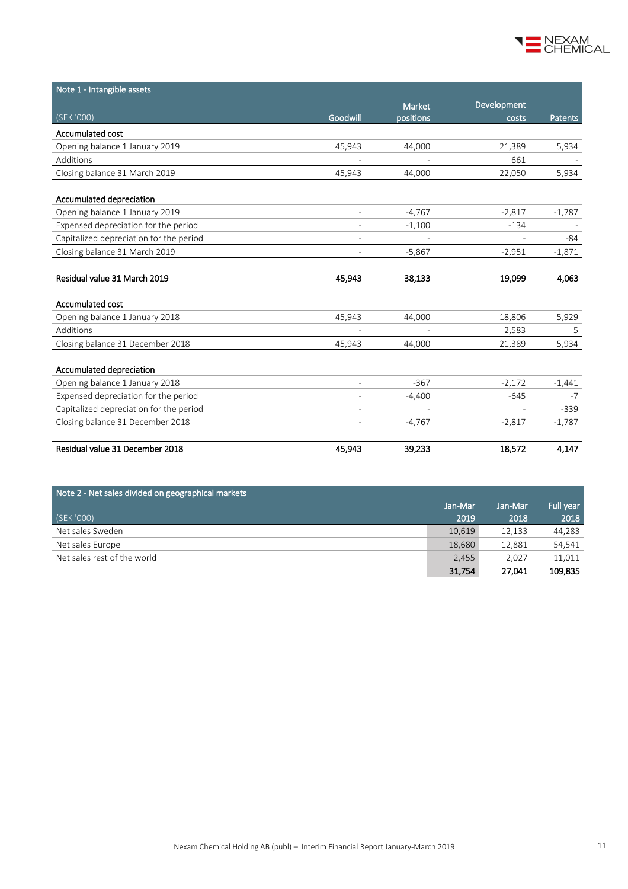## Note 1 - Intangible assets

| (SEK '000) | Goodwill | Market positions | Development costs | Patents |
|---|---|---|---|---|
| **Accumulated cost** | | | | |
| Opening balance 1 January 2019 | 45,943 | 44,000 | 21,389 | 5,934 |
| Additions | - | - | 661 | - |
| Closing balance 31 March 2019 | 45,943 | 44,000 | 22,050 | 5,934 |
| | | | | |
| **Accumulated depreciation** | | | | |
| Opening balance 1 January 2019 | - | -4,767 | -2,817 | -1,787 |
| Expensed depreciation for the period | - | -1,100 | -134 | - |
| Capitalized depreciation for the period | - | - | - | -84 |
| Closing balance 31 March 2019 | - | -5,867 | -2,951 | -1,871 |
| | | | | |
| **Residual value 31 March 2019** | **45,943** | **38,133** | **19,099** | **4,063** |
| | | | | |
| **Accumulated cost** | | | | |
| Opening balance 1 January 2018 | 45,943 | 44,000 | 18,806 | 5,929 |
| Additions | - | - | 2,583 | 5 |
| Closing balance 31 December 2018 | 45,943 | 44,000 | 21,389 | 5,934 |
| | | | | |
| **Accumulated depreciation** | | | | |
| Opening balance 1 January 2018 | - | -367 | -2,172 | -1,441 |
| Expensed depreciation for the period | - | -4,400 | -645 | -7 |
| Capitalized depreciation for the period | - | - | - | -339 |
| Closing balance 31 December 2018 | - | -4,767 | -2,817 | -1,787 |
| | | | | |
| **Residual value 31 December 2018** | **45,943** | **39,233** | **18,572** | **4,147** |

## Note 2 - Net sales divided on geographical markets

| (SEK '000) | Jan-Mar 2019 | Jan-Mar 2018 | Full year 2018 |
|---|---|---|---|
| Net sales Sweden | 10,619 | 12,133 | 44,283 |
| Net sales Europe | 18,680 | 12,881 | 54,541 |
| Net sales rest of the world | 2,455 | 2,027 | 11,011 |
| | **31,754** | **27,041** | **109,835** |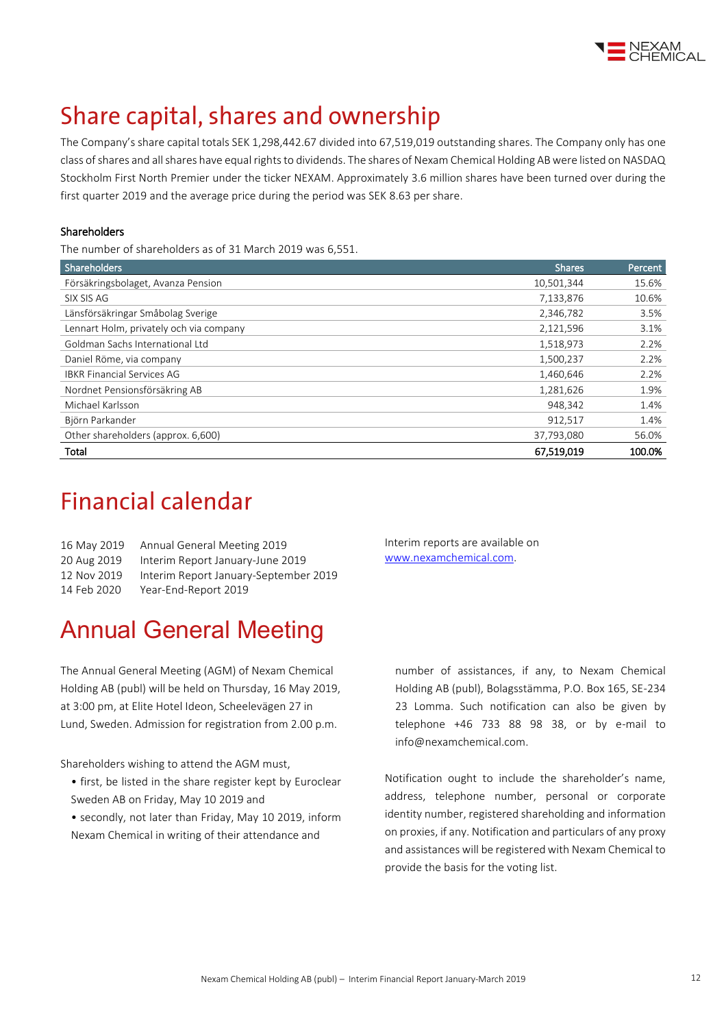# Share capital, shares and ownership

The Company's share capital totals SEK 1,298,442.67 divided into 67,519,019 outstanding shares. The Company only has one class of shares and all shares have equal rights to dividends. The shares of Nexam Chemical Holding AB were listed on NASDAQ Stockholm First North Premier under the ticker NEXAM. Approximately 3.6 million shares have been turned over during the first quarter 2019 and the average price during the period was SEK 8.63 per share.

### Shareholders

The number of shareholders as of 31 March 2019 was 6,551.

| Shareholders | Shares | Percent |
|---|---|---|
| Försäkringsbolaget, Avanza Pension | 10,501,344 | 15.6% |
| SIX SIS AG | 7,133,876 | 10.6% |
| Länsförsäkringar Småbolag Sverige | 2,346,782 | 3.5% |
| Lennart Holm, privately och via company | 2,121,596 | 3.1% |
| Goldman Sachs International Ltd | 1,518,973 | 2.2% |
| Daniel Röme, via company | 1,500,237 | 2.2% |
| IBKR Financial Services AG | 1,460,646 | 2.2% |
| Nordnet Pensionsförsäkring AB | 1,281,626 | 1.9% |
| Michael Karlsson | 948,342 | 1.4% |
| Björn Parkander | 912,517 | 1.4% |
| Other shareholders (approx. 6,600) | 37,793,080 | 56.0% |
| **Total** | **67,519,019** | **100.0%** |

# Financial calendar

16 May 2019 Annual General Meeting 2019
20 Aug 2019 Interim Report January-June 2019
12 Nov 2019 Interim Report January-September 2019
14 Feb 2020 Year-End-Report 2019

Interim reports are available on www.nexamchemical.com.

# Annual General Meeting

The Annual General Meeting (AGM) of Nexam Chemical Holding AB (publ) will be held on Thursday, 16 May 2019, at 3:00 pm, at Elite Hotel Ideon, Scheelevägen 27 in Lund, Sweden. Admission for registration from 2.00 p.m.

Shareholders wishing to attend the AGM must,

- first, be listed in the share register kept by Euroclear Sweden AB on Friday, May 10 2019 and
- secondly, not later than Friday, May 10 2019, inform Nexam Chemical in writing of their attendance and number of assistances, if any, to Nexam Chemical Holding AB (publ), Bolagsstämma, P.O. Box 165, SE-234 23 Lomma. Such notification can also be given by telephone +46 733 88 98 38, or by e-mail to info@nexamchemical.com.

Notification ought to include the shareholder's name, address, telephone number, personal or corporate identity number, registered shareholding and information on proxies, if any. Notification and particulars of any proxy and assistances will be registered with Nexam Chemical to provide the basis for the voting list.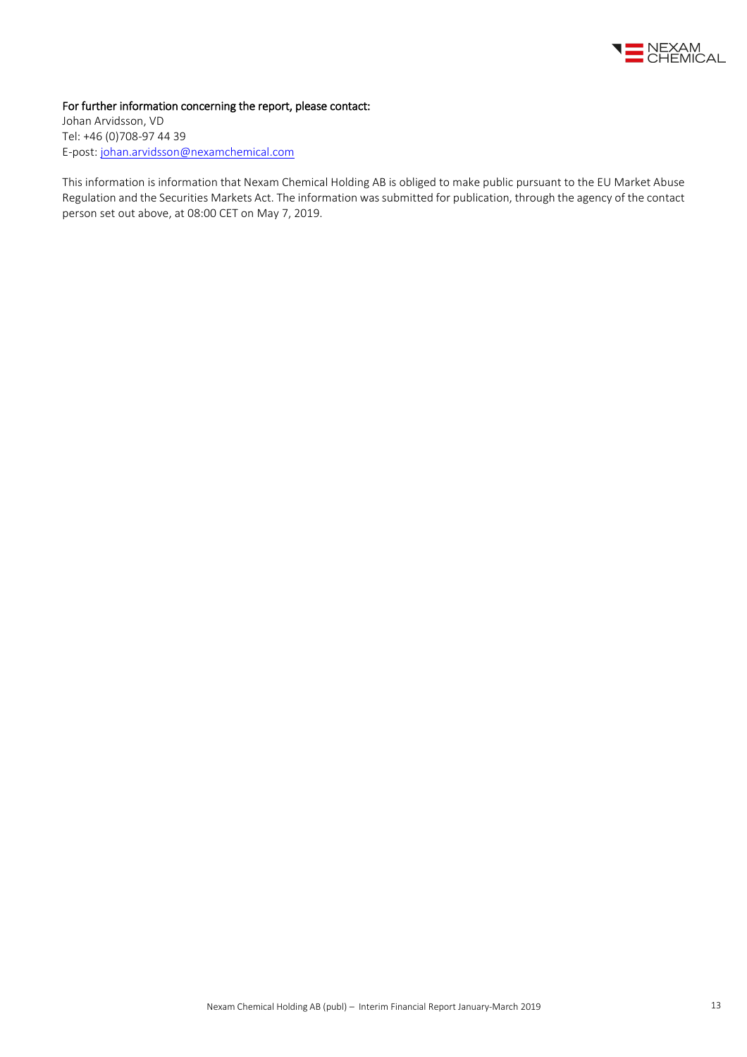**For further information concerning the report, please contact:**
Johan Arvidsson, VD
Tel: +46 (0)708-97 44 39
E-post: johan.arvidsson@nexamchemical.com

This information is information that Nexam Chemical Holding AB is obliged to make public pursuant to the EU Market Abuse Regulation and the Securities Markets Act. The information was submitted for publication, through the agency of the contact person set out above, at 08:00 CET on May 7, 2019.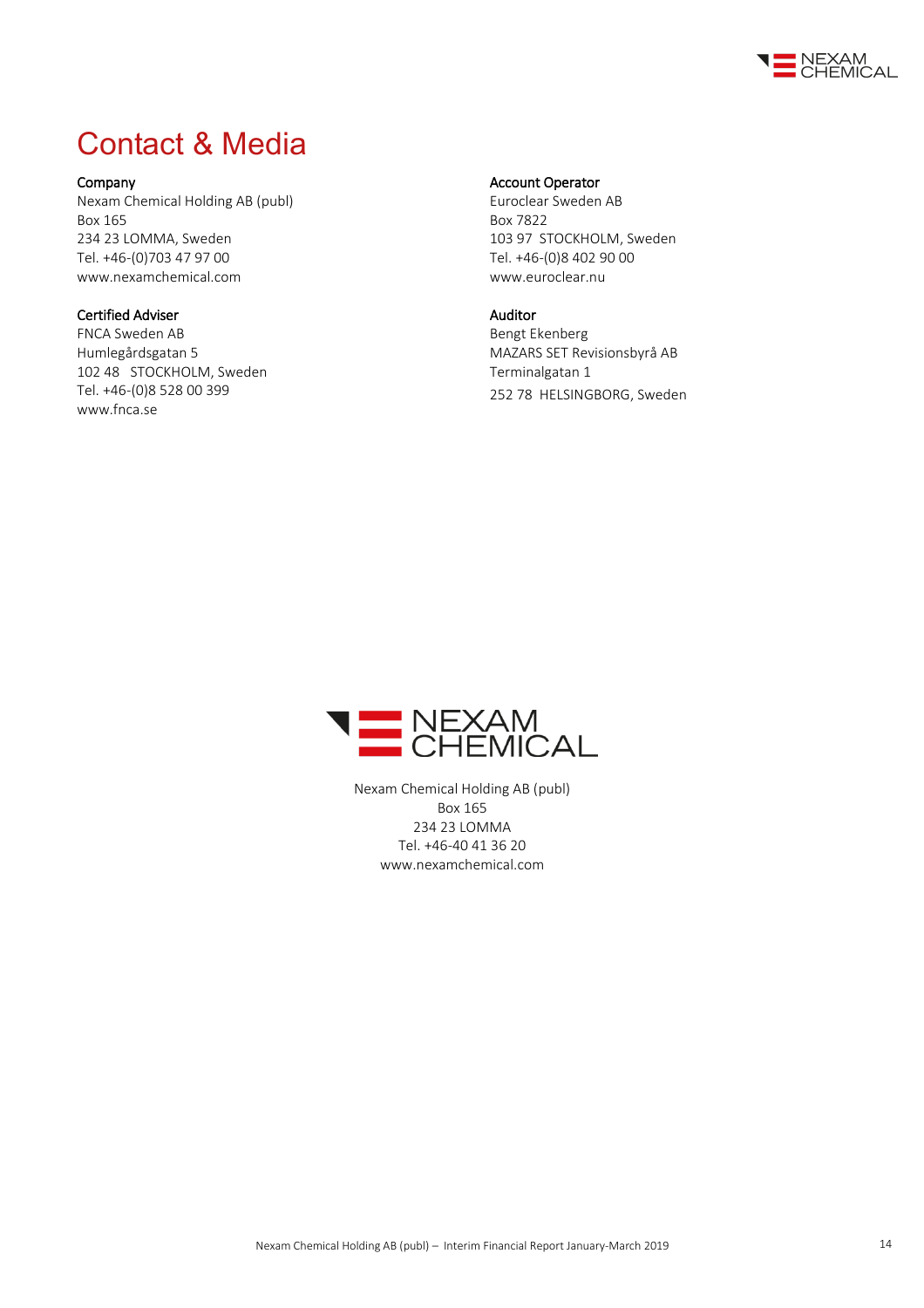# Contact & Media

**Company**
Nexam Chemical Holding AB (publ)
Box 165
234 23 LOMMA, Sweden
Tel. +46-(0)703 47 97 00
www.nexamchemical.com

**Certified Adviser**
FNCA Sweden AB
Humlegårdsgatan 5
102 48 STOCKHOLM, Sweden
Tel. +46-(0)8 528 00 399
www.fnca.se

**Account Operator**
Euroclear Sweden AB
Box 7822
103 97 STOCKHOLM, Sweden
Tel. +46-(0)8 402 90 00
www.euroclear.nu

**Auditor**
Bengt Ekenberg
MAZARS SET Revisionsbyrå AB
Terminalgatan 1
252 78 HELSINGBORG, Sweden

NEXAM CHEMICAL

Nexam Chemical Holding AB (publ)
Box 165
234 23 LOMMA
Tel. +46-40 41 36 20
www.nexamchemical.com